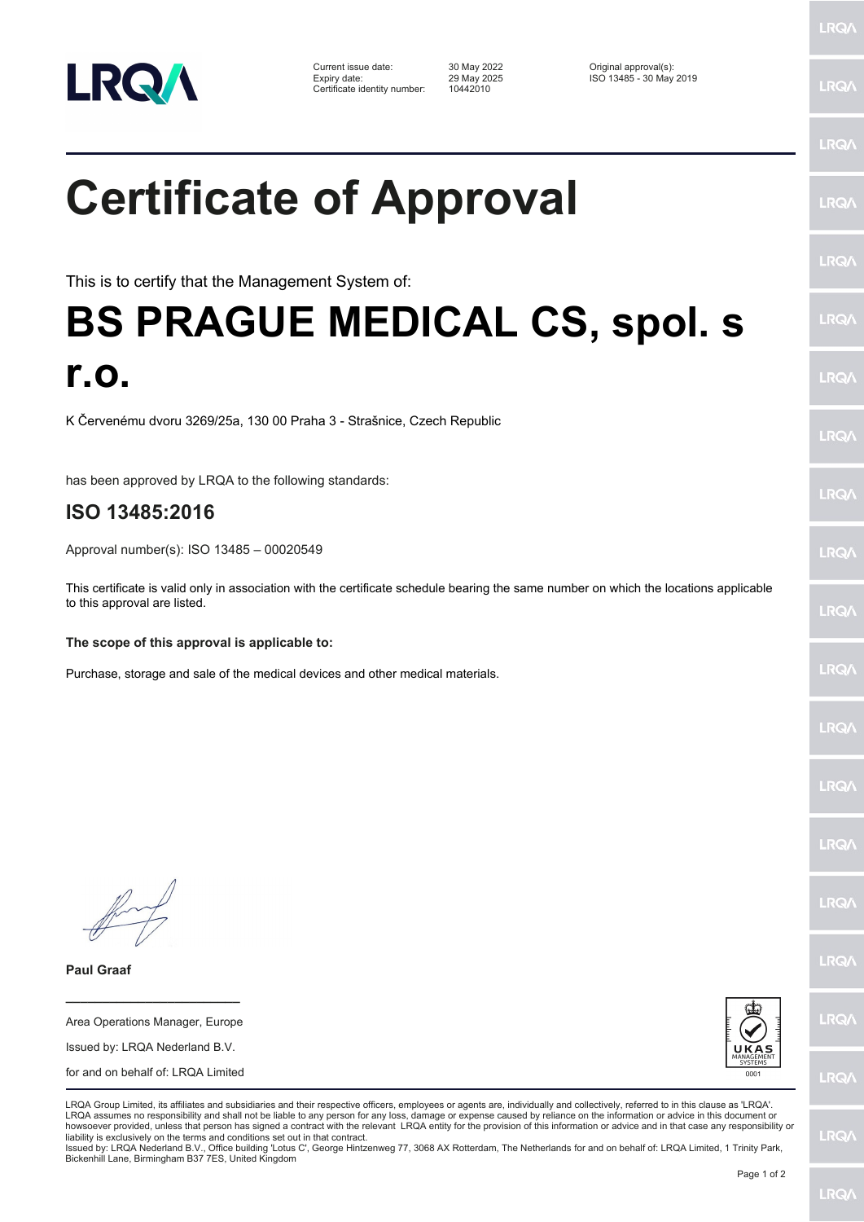| Current issue date: | 30 May 2022 | Original approval(s): |
|---|---|---|
| Expiry date: | 29 May 2025 | ISO 13485 - 30 May 2019 |
| Certificate identity number: | 10442010 | |

# Certificate of Approval

This is to certify that the Management System of:

# BS PRAGUE MEDICAL CS, spol. s r.o.

K Červenému dvoru 3269/25a, 130 00 Praha 3 - Strašnice, Czech Republic

has been approved by LRQA to the following standards:

## ISO 13485:2016

Approval number(s): ISO 13485 – 00020549

This certificate is valid only in association with the certificate schedule bearing the same number on which the locations applicable to this approval are listed.

**The scope of this approval is applicable to:**

Purchase, storage and sale of the medical devices and other medical materials.

**Paul Graaf**

Area Operations Manager, Europe

Issued by: LRQA Nederland B.V.

for and on behalf of: LRQA Limited

LRQA Group Limited, its affiliates and subsidiaries and their respective officers, employees or agents are, individually and collectively, referred to in this clause as 'LRQA'. LRQA assumes no responsibility and shall not be liable to any person for any loss, damage or expense caused by reliance on the information or advice in this document or howsoever provided, unless that person has signed a contract with the relevant LRQA entity for the provision of this information or advice and in that case any responsibility or liability is exclusively on the terms and conditions set out in that contract.
Issued by: LRQA Nederland B.V., Office building 'Lotus C', George Hintzenweg 77, 3068 AX Rotterdam, The Netherlands for and on behalf of: LRQA Limited, 1 Trinity Park, Bickenhill Lane, Birmingham B37 7ES, United Kingdom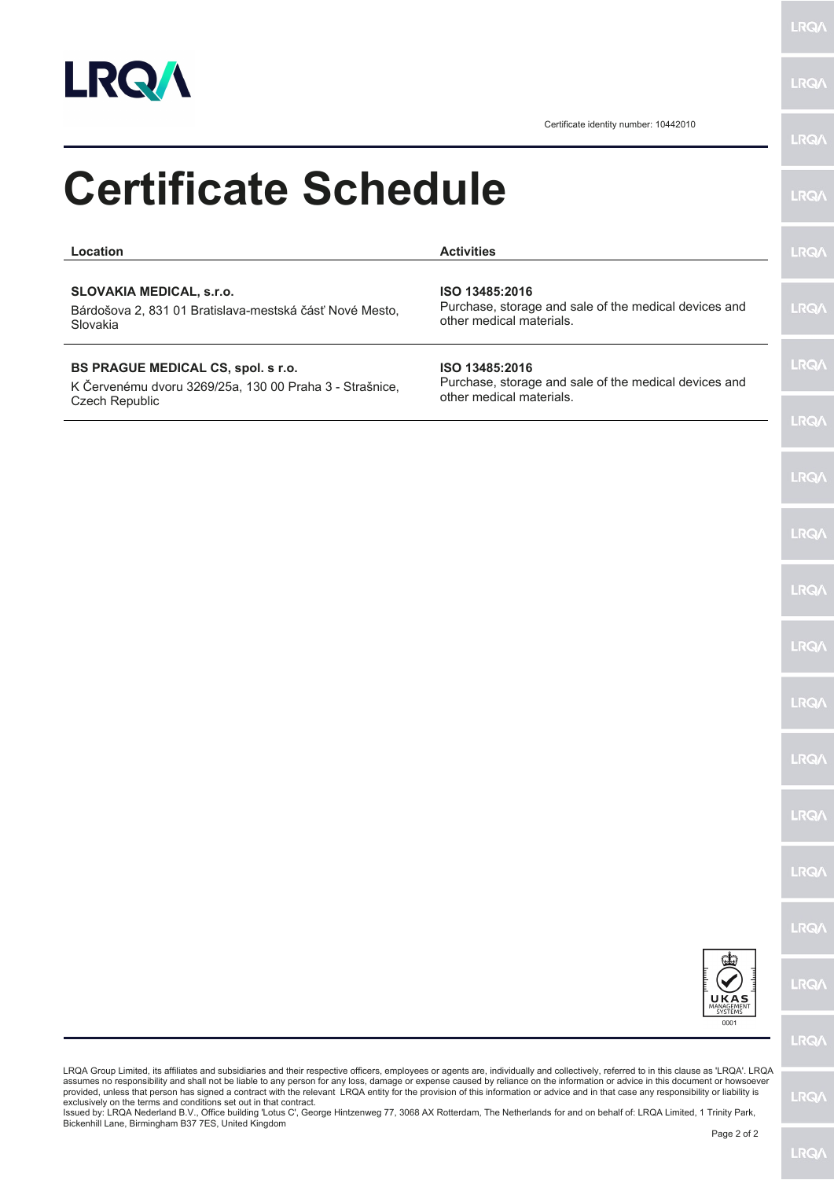Certificate identity number: 10442010

# Certificate Schedule

| Location | Activities |
| --- | --- |
| **SLOVAKIA MEDICAL, s.r.o.**<br>Bárdošova 2, 831 01 Bratislava-mestská časť Nové Mesto, Slovakia | **ISO 13485:2016**<br>Purchase, storage and sale of the medical devices and other medical materials. |
| **BS PRAGUE MEDICAL CS, spol. s r.o.**<br>K Červenému dvoru 3269/25a, 130 00 Praha 3 - Strašnice, Czech Republic | **ISO 13485:2016**<br>Purchase, storage and sale of the medical devices and other medical materials. |

UKAS MANAGEMENT SYSTEMS 0001

LRQA Group Limited, its affiliates and subsidiaries and their respective officers, employees or agents are, individually and collectively, referred to in this clause as 'LRQA'. LRQA assumes no responsibility and shall not be liable to any person for any loss, damage or expense caused by reliance on the information or advice in this document or howsoever provided, unless that person has signed a contract with the relevant LRQA entity for the provision of this information or advice and in that case any responsibility or liability is exclusively on the terms and conditions set out in that contract.
Issued by: LRQA Nederland B.V., Office building 'Lotus C', George Hintzenweg 77, 3068 AX Rotterdam, The Netherlands for and on behalf of: LRQA Limited, 1 Trinity Park, Bickenhill Lane, Birmingham B37 7ES, United Kingdom